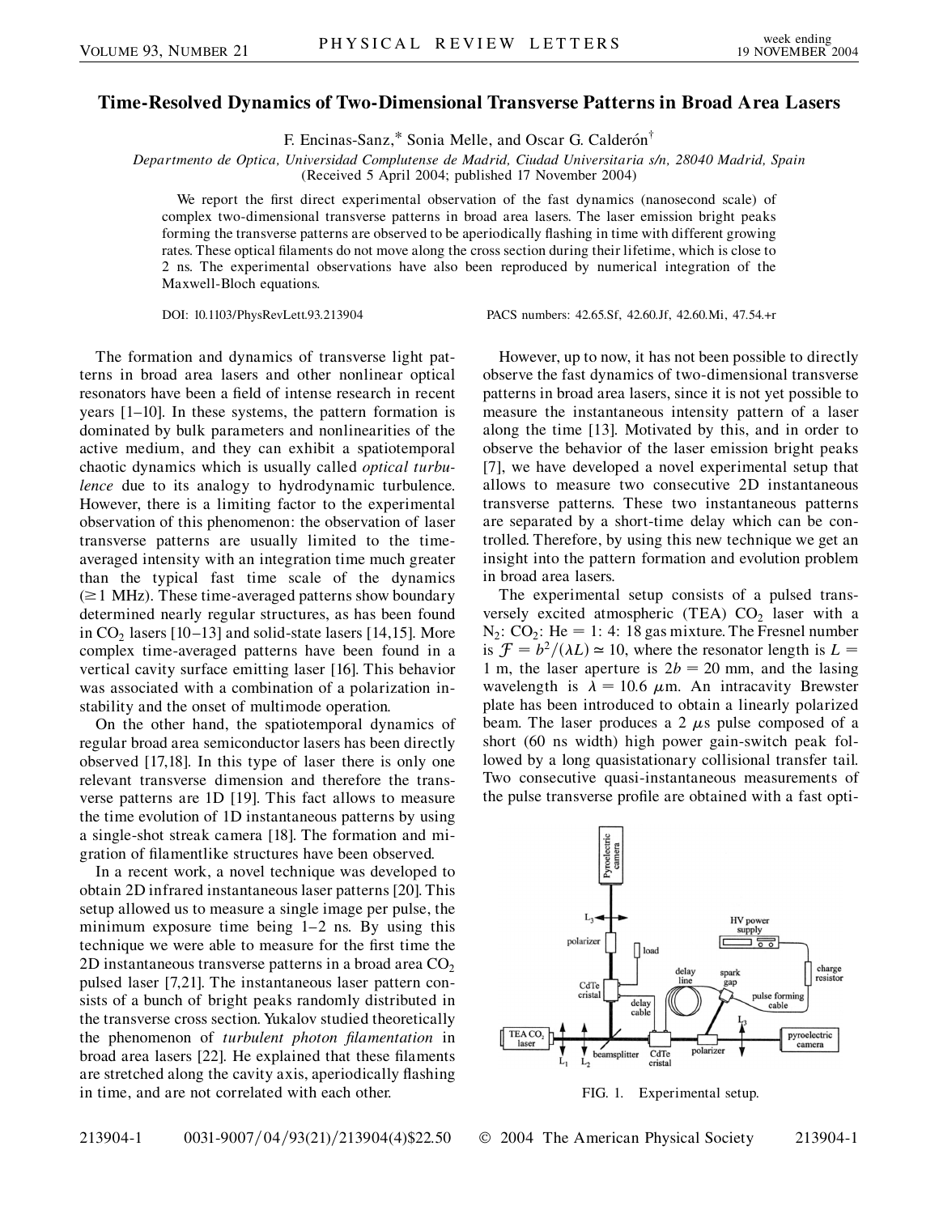# Time-Resolved Dynamics of Two-Dimensional Transverse Patterns in Broad Area Lasers

F. Encinas-Sanz,* Sonia Melle, and Oscar G. Calderón[†]

*Departmento de Optica, Universidad Complutense de Madrid, Ciudad Universitaria s/n, 28040 Madrid, Spain*
(Received 5 April 2004; published 17 November 2004)

We report the first direct experimental observation of the fast dynamics (nanosecond scale) of complex two-dimensional transverse patterns in broad area lasers. The laser emission bright peaks forming the transverse patterns are observed to be aperiodically flashing in time with different growing rates. These optical filaments do not move along the cross section during their lifetime, which is close to 2 ns. The experimental observations have also been reproduced by numerical integration of the Maxwell-Bloch equations.

DOI: 10.1103/PhysRevLett.93.213904 PACS numbers: 42.65.Sf, 42.60.Jf, 42.60.Mi, 47.54.+r

The formation and dynamics of transverse light patterns in broad area lasers and other nonlinear optical resonators have been a field of intense research in recent years [1–10]. In these systems, the pattern formation is dominated by bulk parameters and nonlinearities of the active medium, and they can exhibit a spatiotemporal chaotic dynamics which is usually called *optical turbulence* due to its analogy to hydrodynamic turbulence. However, there is a limiting factor to the experimental observation of this phenomenon: the observation of laser transverse patterns are usually limited to the time-averaged intensity with an integration time much greater than the typical fast time scale of the dynamics ($\geq 1$ MHz). These time-averaged patterns show boundary determined nearly regular structures, as has been found in $CO_2$ lasers [10–13] and solid-state lasers [14,15]. More complex time-averaged patterns have been found in a vertical cavity surface emitting laser [16]. This behavior was associated with a combination of a polarization instability and the onset of multimode operation.

On the other hand, the spatiotemporal dynamics of regular broad area semiconductor lasers has been directly observed [17,18]. In this type of laser there is only one relevant transverse dimension and therefore the transverse patterns are 1D [19]. This fact allows to measure the time evolution of 1D instantaneous patterns by using a single-shot streak camera [18]. The formation and migration of filamentlike structures have been observed.

In a recent work, a novel technique was developed to obtain 2D infrared instantaneous laser patterns [20]. This setup allowed us to measure a single image per pulse, the minimum exposure time being 1–2 ns. By using this technique we were able to measure for the first time the 2D instantaneous transverse patterns in a broad area $CO_2$ pulsed laser [7,21]. The instantaneous laser pattern consists of a bunch of bright peaks randomly distributed in the transverse cross section. Yukalov studied theoretically the phenomenon of *turbulent photon filamentation* in broad area lasers [22]. He explained that these filaments are stretched along the cavity axis, aperiodically flashing in time, and are not correlated with each other.

However, up to now, it has not been possible to directly observe the fast dynamics of two-dimensional transverse patterns in broad area lasers, since it is not yet possible to measure the instantaneous intensity pattern of a laser along the time [13]. Motivated by this, and in order to observe the behavior of the laser emission bright peaks [7], we have developed a novel experimental setup that allows to measure two consecutive 2D instantaneous transverse patterns. These two instantaneous patterns are separated by a short-time delay which can be controlled. Therefore, by using this new technique we get an insight into the pattern formation and evolution problem in broad area lasers.

The experimental setup consists of a pulsed transversely excited atmospheric (TEA) $CO_2$ laser with a $N_2$: $CO_2$: He = 1: 4: 18 gas mixture. The Fresnel number is $\mathcal{F} = b^2/(\lambda L) \simeq 10$, where the resonator length is $L =$ 1 m, the laser aperture is $2b = 20$ mm, and the lasing wavelength is $\lambda = 10.6$ $\mu$m. An intracavity Brewster plate has been introduced to obtain a linearly polarized beam. The laser produces a 2 $\mu$s pulse composed of a short (60 ns width) high power gain-switch peak followed by a long quasistationary collisional transfer tail. Two consecutive quasi-instantaneous measurements of the pulse transverse profile are obtained with a fast opti-

FIG. 1. Experimental setup.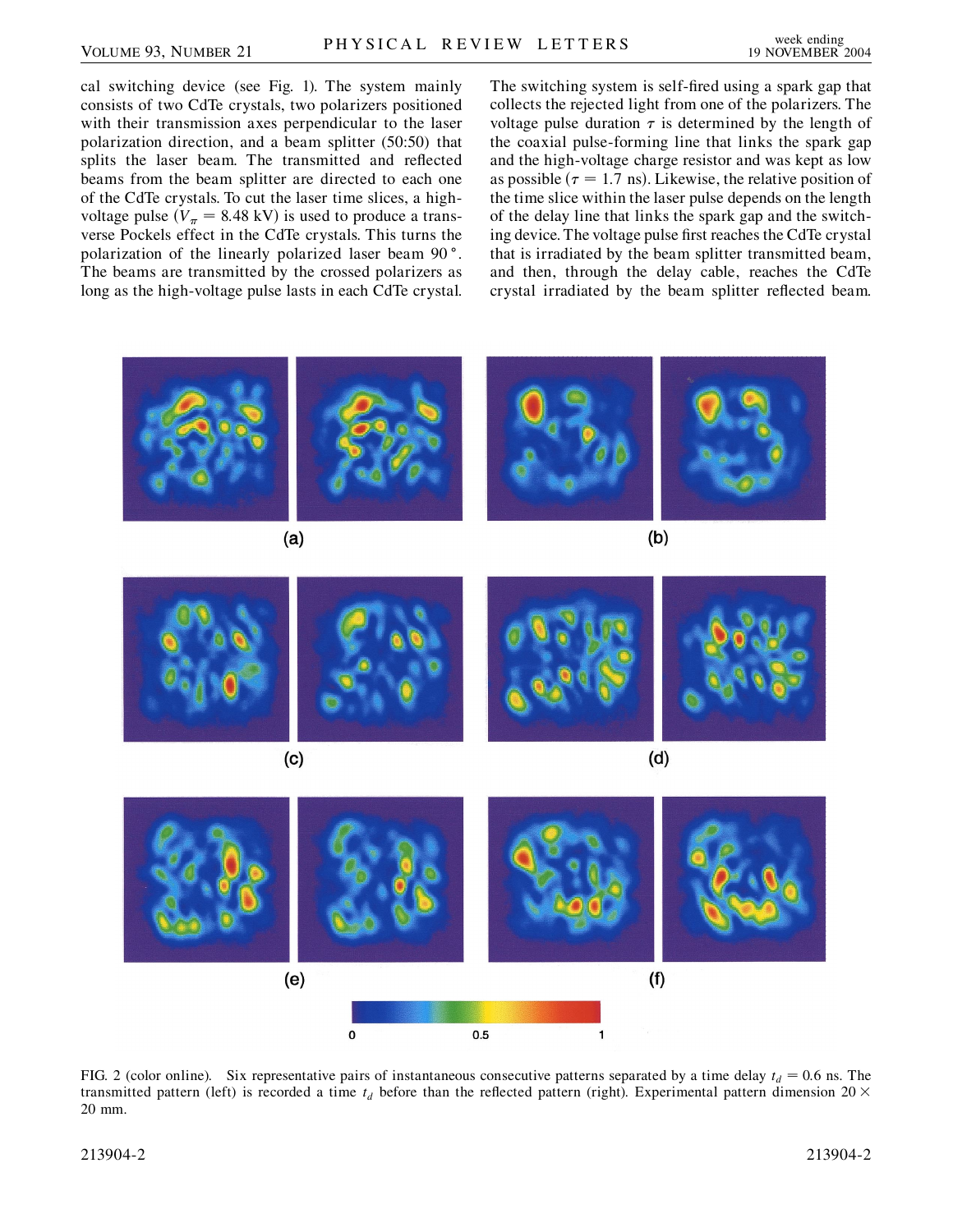cal switching device (see Fig. 1). The system mainly consists of two CdTe crystals, two polarizers positioned with their transmission axes perpendicular to the laser polarization direction, and a beam splitter (50:50) that splits the laser beam. The transmitted and reflected beams from the beam splitter are directed to each one of the CdTe crystals. To cut the laser time slices, a high-voltage pulse ($V_\pi = 8.48$ kV) is used to produce a transverse Pockels effect in the CdTe crystals. This turns the polarization of the linearly polarized laser beam 90°. The beams are transmitted by the crossed polarizers as long as the high-voltage pulse lasts in each CdTe crystal. The switching system is self-fired using a spark gap that collects the rejected light from one of the polarizers. The voltage pulse duration $\tau$ is determined by the length of the coaxial pulse-forming line that links the spark gap and the high-voltage charge resistor and was kept as low as possible ($\tau = 1.7$ ns). Likewise, the relative position of the time slice within the laser pulse depends on the length of the delay line that links the spark gap and the switching device. The voltage pulse first reaches the CdTe crystal that is irradiated by the beam splitter transmitted beam, and then, through the delay cable, reaches the CdTe crystal irradiated by the beam splitter reflected beam.

FIG. 2 (color online). Six representative pairs of instantaneous consecutive patterns separated by a time delay $t_d = 0.6$ ns. The transmitted pattern (left) is recorded a time $t_d$ before than the reflected pattern (right). Experimental pattern dimension 20 × 20 mm.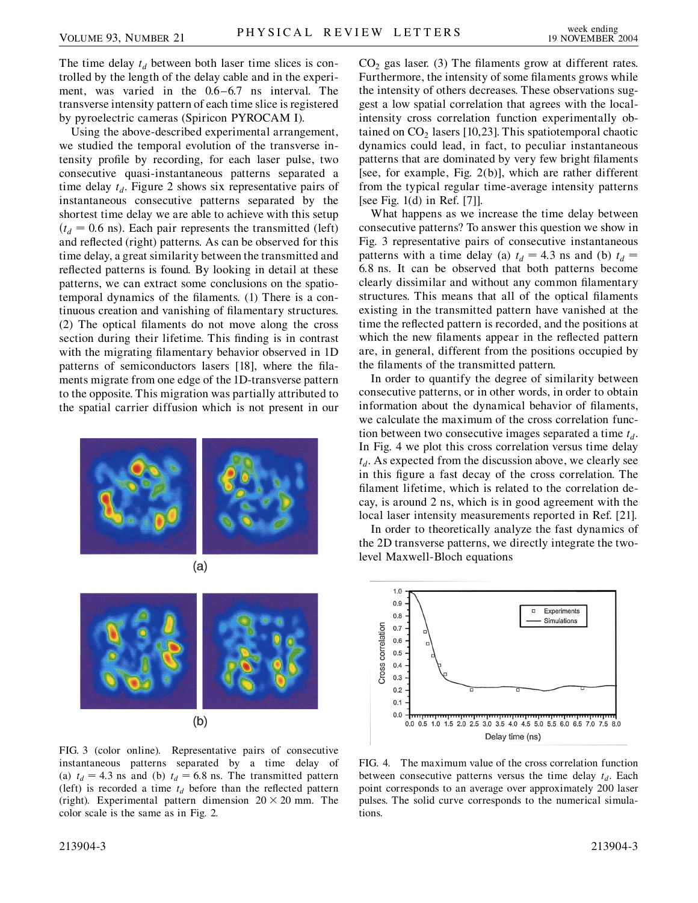The time delay $t_d$ between both laser time slices is controlled by the length of the delay cable and in the experiment, was varied in the 0.6–6.7 ns interval. The transverse intensity pattern of each time slice is registered by pyroelectric cameras (Spiricon PYROCAM I).

Using the above-described experimental arrangement, we studied the temporal evolution of the transverse intensity profile by recording, for each laser pulse, two consecutive quasi-instantaneous patterns separated a time delay $t_d$. Figure 2 shows six representative pairs of instantaneous consecutive patterns separated by the shortest time delay we are able to achieve with this setup ($t_d = 0.6$ ns). Each pair represents the transmitted (left) and reflected (right) patterns. As can be observed for this time delay, a great similarity between the transmitted and reflected patterns is found. By looking in detail at these patterns, we can extract some conclusions on the spatiotemporal dynamics of the filaments. (1) There is a continuous creation and vanishing of filamentary structures. (2) The optical filaments do not move along the cross section during their lifetime. This finding is in contrast with the migrating filamentary behavior observed in 1D patterns of semiconductors lasers [18], where the filaments migrate from one edge of the 1D-transverse pattern to the opposite. This migration was partially attributed to the spatial carrier diffusion which is not present in our $CO_2$ gas laser. (3) The filaments grow at different rates. Furthermore, the intensity of some filaments grows while the intensity of others decreases. These observations suggest a low spatial correlation that agrees with the local-intensity cross correlation function experimentally obtained on $CO_2$ lasers [10,23]. This spatiotemporal chaotic dynamics could lead, in fact, to peculiar instantaneous patterns that are dominated by very few bright filaments [see, for example, Fig. 2(b)], which are rather different from the typical regular time-average intensity patterns [see Fig. 1(d) in Ref. [7]].

FIG. 3 (color online). Representative pairs of consecutive instantaneous patterns separated by a time delay of (a) $t_d = 4.3$ ns and (b) $t_d = 6.8$ ns. The transmitted pattern (left) is recorded a time $t_d$ before than the reflected pattern (right). Experimental pattern dimension $20 \times 20$ mm. The color scale is the same as in Fig. 2.

What happens as we increase the time delay between consecutive patterns? To answer this question we show in Fig. 3 representative pairs of consecutive instantaneous patterns with a time delay (a) $t_d = 4.3$ ns and (b) $t_d = 6.8$ ns. It can be observed that both patterns become clearly dissimilar and without any common filamentary structures. This means that all of the optical filaments existing in the transmitted pattern have vanished at the time the reflected pattern is recorded, and the positions at which the new filaments appear in the reflected pattern are, in general, different from the positions occupied by the filaments of the transmitted pattern.

In order to quantify the degree of similarity between consecutive patterns, or in other words, in order to obtain information about the dynamical behavior of filaments, we calculate the maximum of the cross correlation function between two consecutive images separated a time $t_d$. In Fig. 4 we plot this cross correlation versus time delay $t_d$. As expected from the discussion above, we clearly see in this figure a fast decay of the cross correlation. The filament lifetime, which is related to the correlation decay, is around 2 ns, which is in good agreement with the local laser intensity measurements reported in Ref. [21].

In order to theoretically analyze the fast dynamics of the 2D transverse patterns, we directly integrate the two-level Maxwell-Bloch equations

FIG. 4. The maximum value of the cross correlation function between consecutive patterns versus the time delay $t_d$. Each point corresponds to an average over approximately 200 laser pulses. The solid curve corresponds to the numerical simulations.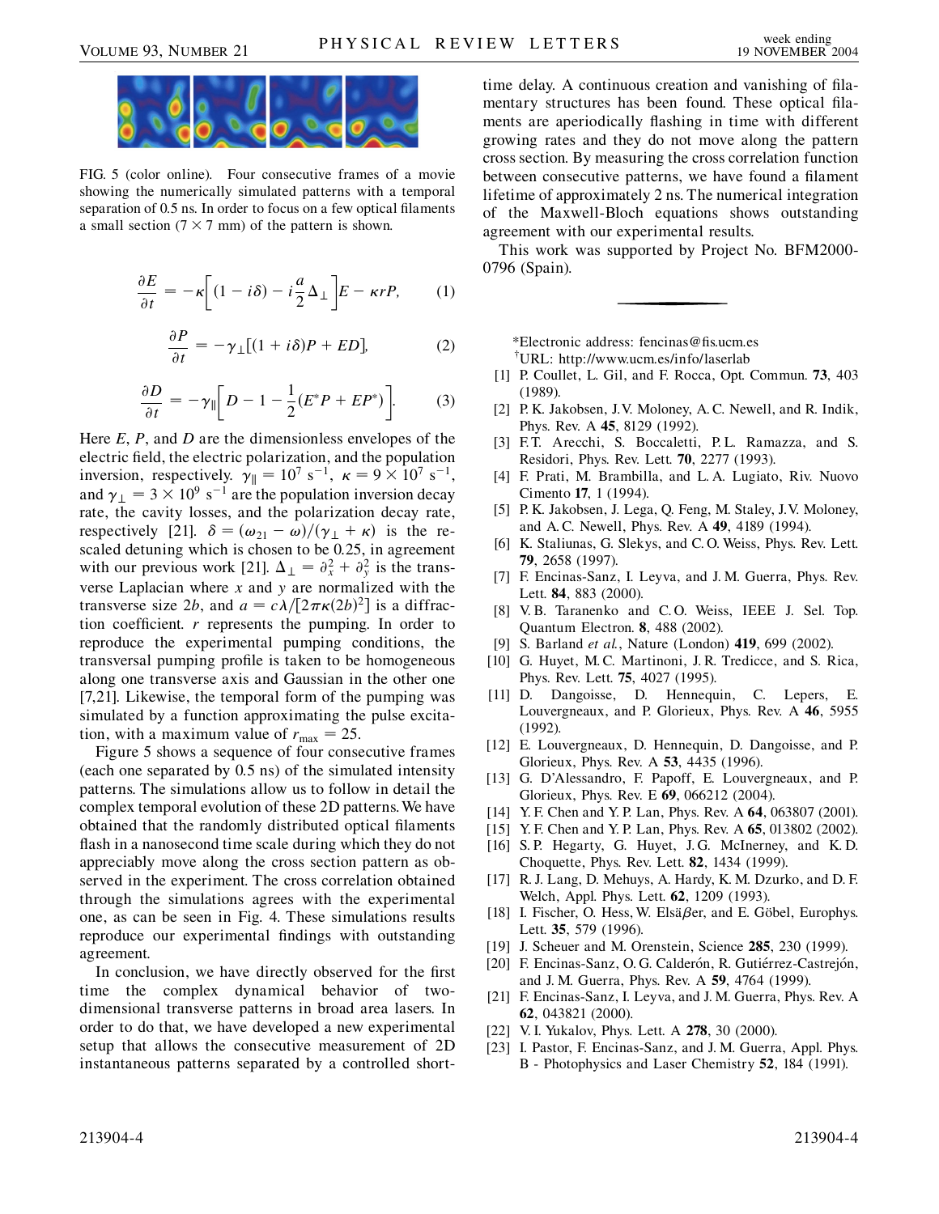FIG. 5 (color online). Four consecutive frames of a movie showing the numerically simulated patterns with a temporal separation of 0.5 ns. In order to focus on a few optical filaments a small section (7 × 7 mm) of the pattern is shown.

$$\frac{\partial E}{\partial t} = -\kappa\left[(1 - i\delta) - i\frac{a}{2}\Delta_{\perp}\right]E - \kappa r P, \qquad (1)$$

$$\frac{\partial P}{\partial t} = -\gamma_{\perp}[(1 + i\delta)P + ED], \qquad (2)$$

$$\frac{\partial D}{\partial t} = -\gamma_{\parallel}\left[D - 1 - \frac{1}{2}(E^{*}P + EP^{*})\right]. \qquad (3)$$

Here $E$, $P$, and $D$ are the dimensionless envelopes of the electric field, the electric polarization, and the population inversion, respectively. $\gamma_{\parallel} = 10^{7}\ \mathrm{s}^{-1}$, $\kappa = 9 \times 10^{7}\ \mathrm{s}^{-1}$, and $\gamma_{\perp} = 3 \times 10^{9}\ \mathrm{s}^{-1}$ are the population inversion decay rate, the cavity losses, and the polarization decay rate, respectively [21]. $\delta = (\omega_{21} - \omega)/(\gamma_{\perp} + \kappa)$ is the rescaled detuning which is chosen to be 0.25, in agreement with our previous work [21]. $\Delta_{\perp} = \partial_x^2 + \partial_y^2$ is the transverse Laplacian where $x$ and $y$ are normalized with the transverse size $2b$, and $a = c\lambda/[2\pi\kappa(2b)^2]$ is a diffraction coefficient. $r$ represents the pumping. In order to reproduce the experimental pumping conditions, the transversal pumping profile is taken to be homogeneous along one transverse axis and Gaussian in the other one [7,21]. Likewise, the temporal form of the pumping was simulated by a function approximating the pulse excitation, with a maximum value of $r_{\max} = 25$.

Figure 5 shows a sequence of four consecutive frames (each one separated by 0.5 ns) of the simulated intensity patterns. The simulations allow us to follow in detail the complex temporal evolution of these 2D patterns. We have obtained that the randomly distributed optical filaments flash in a nanosecond time scale during which they do not appreciably move along the cross section pattern as observed in the experiment. The cross correlation obtained through the simulations agrees with the experimental one, as can be seen in Fig. 4. These simulations results reproduce our experimental findings with outstanding agreement.

In conclusion, we have directly observed for the first time the complex dynamical behavior of two-dimensional transverse patterns in broad area lasers. In order to do that, we have developed a new experimental setup that allows the consecutive measurement of 2D instantaneous patterns separated by a controlled short-time delay. A continuous creation and vanishing of filamentary structures has been found. These optical filaments are aperiodically flashing in time with different growing rates and they do not move along the pattern cross section. By measuring the cross correlation function between consecutive patterns, we have found a filament lifetime of approximately 2 ns. The numerical integration of the Maxwell-Bloch equations shows outstanding agreement with our experimental results.

This work was supported by Project No. BFM2000-0796 (Spain).

---

*Electronic address: fencinas@fis.ucm.es

†URL: http://www.ucm.es/info/laserlab

[1] P. Coullet, L. Gil, and F. Rocca, Opt. Commun. **73**, 403 (1989).

[2] P. K. Jakobsen, J. V. Moloney, A. C. Newell, and R. Indik, Phys. Rev. A **45**, 8129 (1992).

[3] F.T. Arecchi, S. Boccaletti, P.L. Ramazza, and S. Residori, Phys. Rev. Lett. **70**, 2277 (1993).

[4] F. Prati, M. Brambilla, and L. A. Lugiato, Riv. Nuovo Cimento **17**, 1 (1994).

[5] P. K. Jakobsen, J. Lega, Q. Feng, M. Staley, J. V. Moloney, and A. C. Newell, Phys. Rev. A **49**, 4189 (1994).

[6] K. Staliunas, G. Slekys, and C. O. Weiss, Phys. Rev. Lett. **79**, 2658 (1997).

[7] F. Encinas-Sanz, I. Leyva, and J. M. Guerra, Phys. Rev. Lett. **84**, 883 (2000).

[8] V. B. Taranenko and C. O. Weiss, IEEE J. Sel. Top. Quantum Electron. **8**, 488 (2002).

[9] S. Barland *et al.*, Nature (London) **419**, 699 (2002).

[10] G. Huyet, M. C. Martinoni, J. R. Tredicce, and S. Rica, Phys. Rev. Lett. **75**, 4027 (1995).

[11] D. Dangoisse, D. Hennequin, C. Lepers, E. Louvergneaux, and P. Glorieux, Phys. Rev. A **46**, 5955 (1992).

[12] E. Louvergneaux, D. Hennequin, D. Dangoisse, and P. Glorieux, Phys. Rev. A **53**, 4435 (1996).

[13] G. D'Alessandro, F. Papoff, E. Louvergneaux, and P. Glorieux, Phys. Rev. E **69**, 066212 (2004).

[14] Y. F. Chen and Y. P. Lan, Phys. Rev. A **64**, 063807 (2001).

[15] Y. F. Chen and Y. P. Lan, Phys. Rev. A **65**, 013802 (2002).

[16] S. P. Hegarty, G. Huyet, J. G. McInerney, and K. D. Choquette, Phys. Rev. Lett. **82**, 1434 (1999).

[17] R. J. Lang, D. Mehuys, A. Hardy, K. M. Dzurko, and D. F. Welch, Appl. Phys. Lett. **62**, 1209 (1993).

[18] I. Fischer, O. Hess, W. Elsäβer, and E. Göbel, Europhys. Lett. **35**, 579 (1996).

[19] J. Scheuer and M. Orenstein, Science **285**, 230 (1999).

[20] F. Encinas-Sanz, O. G. Calderón, R. Gutiérrez-Castrejón, and J. M. Guerra, Phys. Rev. A **59**, 4764 (1999).

[21] F. Encinas-Sanz, I. Leyva, and J. M. Guerra, Phys. Rev. A **62**, 043821 (2000).

[22] V. I. Yukalov, Phys. Lett. A **278**, 30 (2000).

[23] I. Pastor, F. Encinas-Sanz, and J. M. Guerra, Appl. Phys. B - Photophysics and Laser Chemistry **52**, 184 (1991).